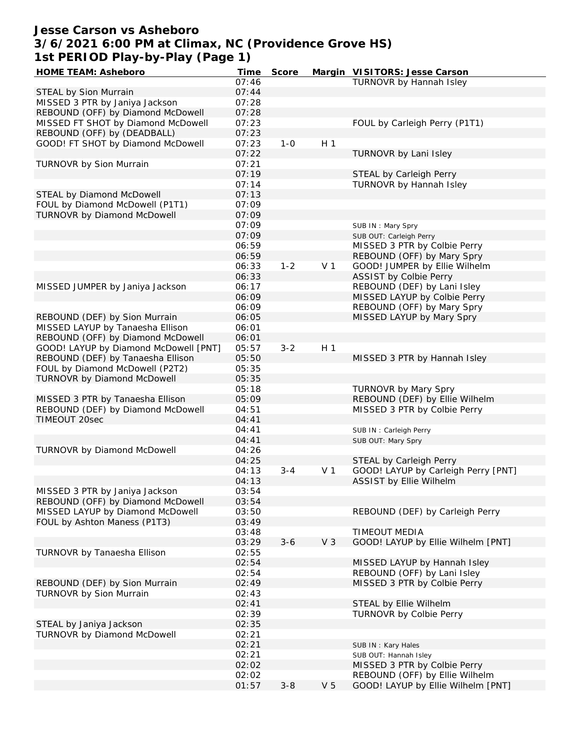# Jesse Carson vs Asheboro
## 3/6/2021 6:00 PM at Climax, NC (Providence Grove HS)
## 1st PERIOD Play-by-Play (Page 1)

| HOME TEAM: Asheboro | Time | Score | Margin | VISITORS: Jesse Carson |
|---|---|---|---|---|
| | 07:46 | | | TURNOVR by Hannah Isley |
| STEAL by Sion Murrain | 07:44 | | | |
| MISSED 3 PTR by Janiya Jackson | 07:28 | | | |
| REBOUND (OFF) by Diamond McDowell | 07:28 | | | |
| MISSED FT SHOT by Diamond McDowell | 07:23 | | | FOUL by Carleigh Perry (P1T1) |
| REBOUND (OFF) by (DEADBALL) | 07:23 | | | |
| GOOD! FT SHOT by Diamond McDowell | 07:23 | 1-0 | H 1 | |
| | 07:22 | | | TURNOVR by Lani Isley |
| TURNOVR by Sion Murrain | 07:21 | | | |
| | 07:19 | | | STEAL by Carleigh Perry |
| | 07:14 | | | TURNOVR by Hannah Isley |
| STEAL by Diamond McDowell | 07:13 | | | |
| FOUL by Diamond McDowell (P1T1) | 07:09 | | | |
| TURNOVR by Diamond McDowell | 07:09 | | | |
| | 07:09 | | | SUB IN : Mary Spry |
| | 07:09 | | | SUB OUT: Carleigh Perry |
| | 06:59 | | | MISSED 3 PTR by Colbie Perry |
| | 06:59 | | | REBOUND (OFF) by Mary Spry |
| | 06:33 | 1-2 | V 1 | GOOD! JUMPER by Ellie Wilhelm |
| | 06:33 | | | ASSIST by Colbie Perry |
| MISSED JUMPER by Janiya Jackson | 06:17 | | | REBOUND (DEF) by Lani Isley |
| | 06:09 | | | MISSED LAYUP by Colbie Perry |
| | 06:09 | | | REBOUND (OFF) by Mary Spry |
| REBOUND (DEF) by Sion Murrain | 06:05 | | | MISSED LAYUP by Mary Spry |
| MISSED LAYUP by Tanaesha Ellison | 06:01 | | | |
| REBOUND (OFF) by Diamond McDowell | 06:01 | | | |
| GOOD! LAYUP by Diamond McDowell [PNT] | 05:57 | 3-2 | H 1 | |
| REBOUND (DEF) by Tanaesha Ellison | 05:50 | | | MISSED 3 PTR by Hannah Isley |
| FOUL by Diamond McDowell (P2T2) | 05:35 | | | |
| TURNOVR by Diamond McDowell | 05:35 | | | |
| | 05:18 | | | TURNOVR by Mary Spry |
| MISSED 3 PTR by Tanaesha Ellison | 05:09 | | | REBOUND (DEF) by Ellie Wilhelm |
| REBOUND (DEF) by Diamond McDowell | 04:51 | | | MISSED 3 PTR by Colbie Perry |
| TIMEOUT 20sec | 04:41 | | | |
| | 04:41 | | | SUB IN : Carleigh Perry |
| | 04:41 | | | SUB OUT: Mary Spry |
| TURNOVR by Diamond McDowell | 04:26 | | | |
| | 04:25 | | | STEAL by Carleigh Perry |
| | 04:13 | 3-4 | V 1 | GOOD! LAYUP by Carleigh Perry [PNT] |
| | 04:13 | | | ASSIST by Ellie Wilhelm |
| MISSED 3 PTR by Janiya Jackson | 03:54 | | | |
| REBOUND (OFF) by Diamond McDowell | 03:54 | | | |
| MISSED LAYUP by Diamond McDowell | 03:50 | | | REBOUND (DEF) by Carleigh Perry |
| FOUL by Ashton Maness (P1T3) | 03:49 | | | |
| | 03:48 | | | TIMEOUT MEDIA |
| | 03:29 | 3-6 | V 3 | GOOD! LAYUP by Ellie Wilhelm [PNT] |
| TURNOVR by Tanaesha Ellison | 02:55 | | | |
| | 02:54 | | | MISSED LAYUP by Hannah Isley |
| | 02:54 | | | REBOUND (OFF) by Lani Isley |
| REBOUND (DEF) by Sion Murrain | 02:49 | | | MISSED 3 PTR by Colbie Perry |
| TURNOVR by Sion Murrain | 02:43 | | | |
| | 02:41 | | | STEAL by Ellie Wilhelm |
| | 02:39 | | | TURNOVR by Colbie Perry |
| STEAL by Janiya Jackson | 02:35 | | | |
| TURNOVR by Diamond McDowell | 02:21 | | | |
| | 02:21 | | | SUB IN : Kary Hales |
| | 02:21 | | | SUB OUT: Hannah Isley |
| | 02:02 | | | MISSED 3 PTR by Colbie Perry |
| | 02:02 | | | REBOUND (OFF) by Ellie Wilhelm |
| | 01:57 | 3-8 | V 5 | GOOD! LAYUP by Ellie Wilhelm [PNT] |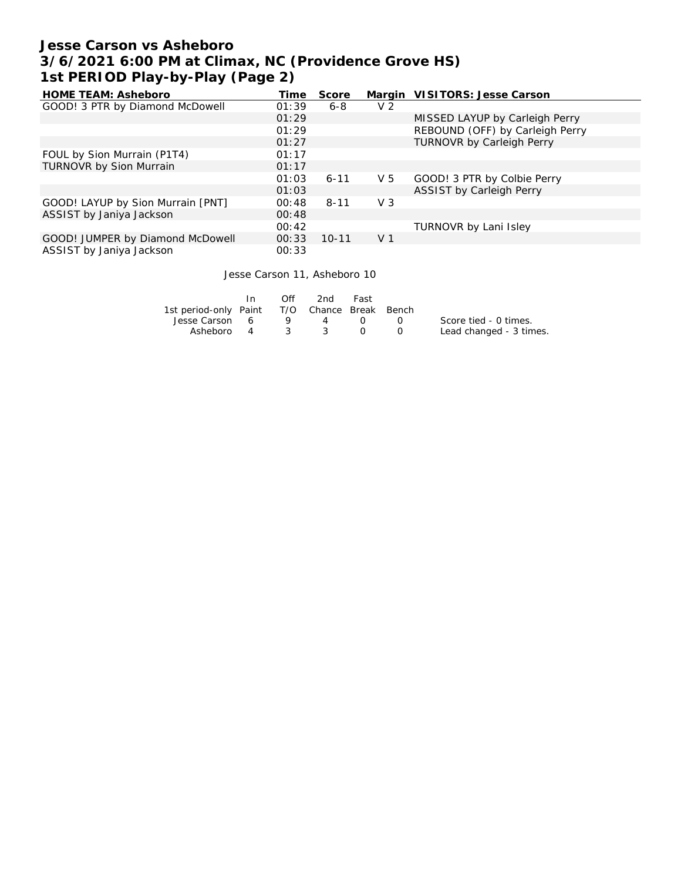# Jesse Carson vs Asheboro
## 3/6/2021 6:00 PM at Climax, NC (Providence Grove HS)
## 1st PERIOD Play-by-Play (Page 2)

| HOME TEAM: Asheboro | Time | Score | Margin | VISITORS: Jesse Carson |
|---|---|---|---|---|
| GOOD! 3 PTR by Diamond McDowell | 01:39 | 6-8 | V 2 | |
| | 01:29 | | | MISSED LAYUP by Carleigh Perry |
| | 01:29 | | | REBOUND (OFF) by Carleigh Perry |
| | 01:27 | | | TURNOVR by Carleigh Perry |
| FOUL by Sion Murrain (P1T4) | 01:17 | | | |
| TURNOVR by Sion Murrain | 01:17 | | | |
| | 01:03 | 6-11 | V 5 | GOOD! 3 PTR by Colbie Perry |
| | 01:03 | | | ASSIST by Carleigh Perry |
| GOOD! LAYUP by Sion Murrain [PNT] | 00:48 | 8-11 | V 3 | |
| ASSIST by Janiya Jackson | 00:48 | | | |
| | 00:42 | | | TURNOVR by Lani Isley |
| GOOD! JUMPER by Diamond McDowell | 00:33 | 10-11 | V 1 | |
| ASSIST by Janiya Jackson | 00:33 | | | |

Jesse Carson 11, Asheboro 10

| 1st period-only | In Paint | Off T/O | 2nd Chance | Fast Break | Bench |
|---|---|---|---|---|---|
| Jesse Carson | 6 | 9 | 4 | 0 | 0 |
| Asheboro | 4 | 3 | 3 | 0 | 0 |

Score tied - 0 times.
Lead changed - 3 times.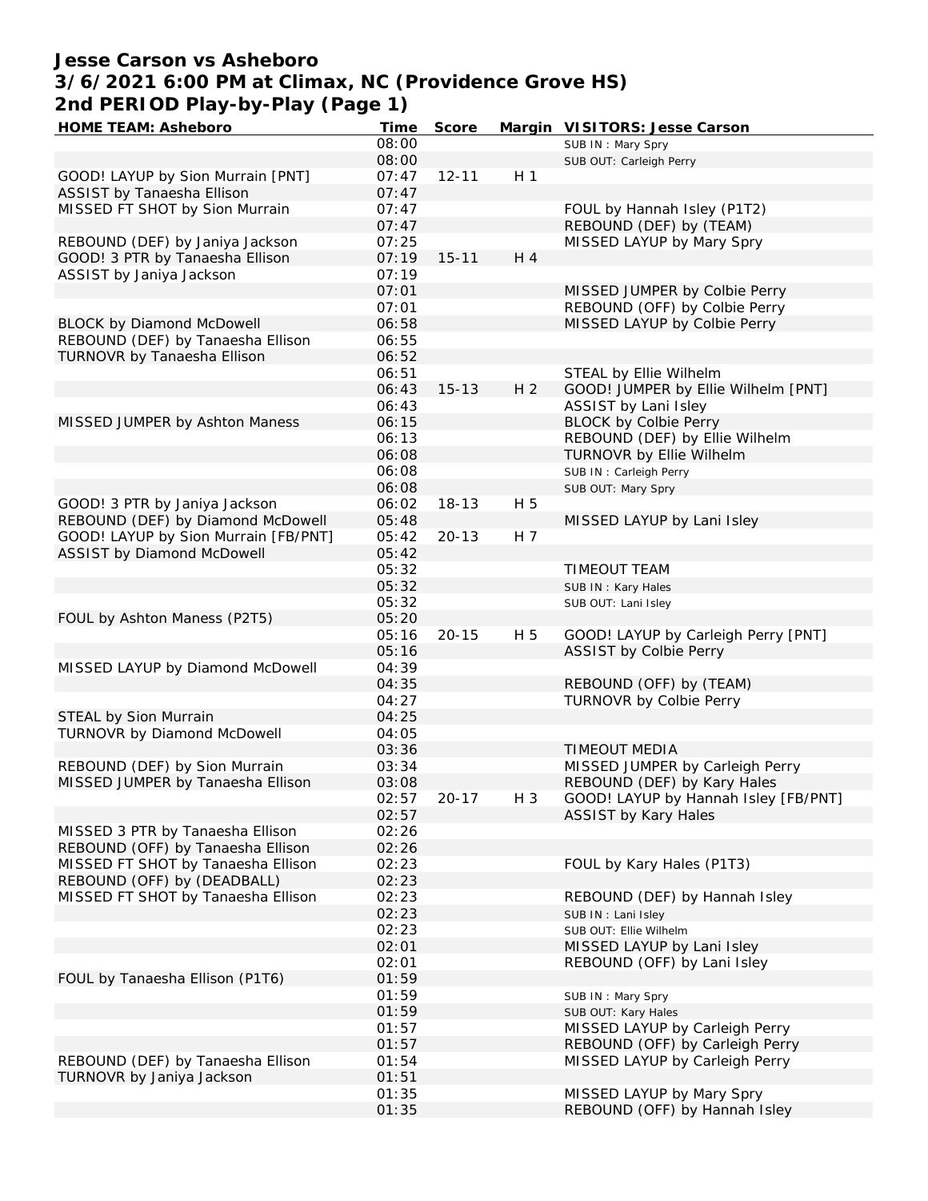# Jesse Carson vs Asheboro
## 3/6/2021 6:00 PM at Climax, NC (Providence Grove HS)
## 2nd PERIOD Play-by-Play (Page 1)

| HOME TEAM: Asheboro | Time | Score | Margin | VISITORS: Jesse Carson |
|---|---|---|---|---|
| | 08:00 | | | SUB IN : Mary Spry |
| | 08:00 | | | SUB OUT: Carleigh Perry |
| GOOD! LAYUP by Sion Murrain [PNT] | 07:47 | 12-11 | H 1 | |
| ASSIST by Tanaesha Ellison | 07:47 | | | |
| MISSED FT SHOT by Sion Murrain | 07:47 | | | FOUL by Hannah Isley (P1T2) |
| | 07:47 | | | REBOUND (DEF) by (TEAM) |
| REBOUND (DEF) by Janiya Jackson | 07:25 | | | MISSED LAYUP by Mary Spry |
| GOOD! 3 PTR by Tanaesha Ellison | 07:19 | 15-11 | H 4 | |
| ASSIST by Janiya Jackson | 07:19 | | | |
| | 07:01 | | | MISSED JUMPER by Colbie Perry |
| | 07:01 | | | REBOUND (OFF) by Colbie Perry |
| BLOCK by Diamond McDowell | 06:58 | | | MISSED LAYUP by Colbie Perry |
| REBOUND (DEF) by Tanaesha Ellison | 06:55 | | | |
| TURNOVR by Tanaesha Ellison | 06:52 | | | |
| | 06:51 | | | STEAL by Ellie Wilhelm |
| | 06:43 | 15-13 | H 2 | GOOD! JUMPER by Ellie Wilhelm [PNT] |
| | 06:43 | | | ASSIST by Lani Isley |
| MISSED JUMPER by Ashton Maness | 06:15 | | | BLOCK by Colbie Perry |
| | 06:13 | | | REBOUND (DEF) by Ellie Wilhelm |
| | 06:08 | | | TURNOVR by Ellie Wilhelm |
| | 06:08 | | | SUB IN : Carleigh Perry |
| | 06:08 | | | SUB OUT: Mary Spry |
| GOOD! 3 PTR by Janiya Jackson | 06:02 | 18-13 | H 5 | |
| REBOUND (DEF) by Diamond McDowell | 05:48 | | | MISSED LAYUP by Lani Isley |
| GOOD! LAYUP by Sion Murrain [FB/PNT] | 05:42 | 20-13 | H 7 | |
| ASSIST by Diamond McDowell | 05:42 | | | |
| | 05:32 | | | TIMEOUT TEAM |
| | 05:32 | | | SUB IN : Kary Hales |
| | 05:32 | | | SUB OUT: Lani Isley |
| FOUL by Ashton Maness (P2T5) | 05:20 | | | |
| | 05:16 | 20-15 | H 5 | GOOD! LAYUP by Carleigh Perry [PNT] |
| | 05:16 | | | ASSIST by Colbie Perry |
| MISSED LAYUP by Diamond McDowell | 04:39 | | | |
| | 04:35 | | | REBOUND (OFF) by (TEAM) |
| | 04:27 | | | TURNOVR by Colbie Perry |
| STEAL by Sion Murrain | 04:25 | | | |
| TURNOVR by Diamond McDowell | 04:05 | | | |
| | 03:36 | | | TIMEOUT MEDIA |
| REBOUND (DEF) by Sion Murrain | 03:34 | | | MISSED JUMPER by Carleigh Perry |
| MISSED JUMPER by Tanaesha Ellison | 03:08 | | | REBOUND (DEF) by Kary Hales |
| | 02:57 | 20-17 | H 3 | GOOD! LAYUP by Hannah Isley [FB/PNT] |
| | 02:57 | | | ASSIST by Kary Hales |
| MISSED 3 PTR by Tanaesha Ellison | 02:26 | | | |
| REBOUND (OFF) by Tanaesha Ellison | 02:26 | | | |
| MISSED FT SHOT by Tanaesha Ellison | 02:23 | | | FOUL by Kary Hales (P1T3) |
| REBOUND (OFF) by (DEADBALL) | 02:23 | | | |
| MISSED FT SHOT by Tanaesha Ellison | 02:23 | | | REBOUND (DEF) by Hannah Isley |
| | 02:23 | | | SUB IN : Lani Isley |
| | 02:23 | | | SUB OUT: Ellie Wilhelm |
| | 02:01 | | | MISSED LAYUP by Lani Isley |
| | 02:01 | | | REBOUND (OFF) by Lani Isley |
| FOUL by Tanaesha Ellison (P1T6) | 01:59 | | | |
| | 01:59 | | | SUB IN : Mary Spry |
| | 01:59 | | | SUB OUT: Kary Hales |
| | 01:57 | | | MISSED LAYUP by Carleigh Perry |
| | 01:57 | | | REBOUND (OFF) by Carleigh Perry |
| REBOUND (DEF) by Tanaesha Ellison | 01:54 | | | MISSED LAYUP by Carleigh Perry |
| TURNOVR by Janiya Jackson | 01:51 | | | |
| | 01:35 | | | MISSED LAYUP by Mary Spry |
| | 01:35 | | | REBOUND (OFF) by Hannah Isley |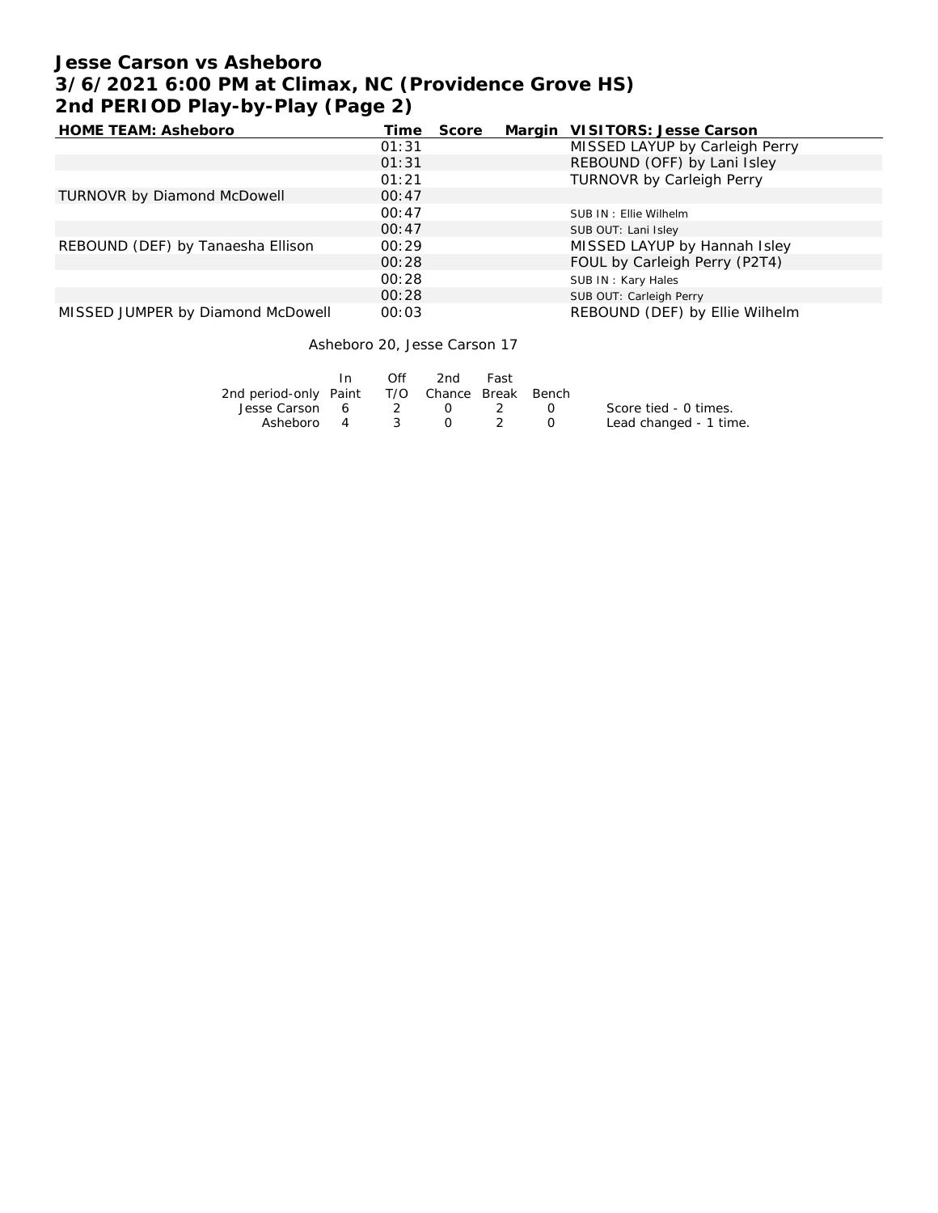# Jesse Carson vs Asheboro
## 3/6/2021 6:00 PM at Climax, NC (Providence Grove HS)
## 2nd PERIOD Play-by-Play (Page 2)

| HOME TEAM: Asheboro | Time | Score | Margin | VISITORS: Jesse Carson |
|---|---|---|---|---|
| | 01:31 | | | MISSED LAYUP by Carleigh Perry |
| | 01:31 | | | REBOUND (OFF) by Lani Isley |
| | 01:21 | | | TURNOVR by Carleigh Perry |
| TURNOVR by Diamond McDowell | 00:47 | | | |
| | 00:47 | | | SUB IN : Ellie Wilhelm |
| | 00:47 | | | SUB OUT: Lani Isley |
| REBOUND (DEF) by Tanaesha Ellison | 00:29 | | | MISSED LAYUP by Hannah Isley |
| | 00:28 | | | FOUL by Carleigh Perry (P2T4) |
| | 00:28 | | | SUB IN : Kary Hales |
| | 00:28 | | | SUB OUT: Carleigh Perry |
| MISSED JUMPER by Diamond McDowell | 00:03 | | | REBOUND (DEF) by Ellie Wilhelm |

Asheboro 20, Jesse Carson 17

| 2nd period-only | In Paint | Off T/O | 2nd Chance | Fast Break | Bench |
|---|---|---|---|---|---|
| Jesse Carson | 6 | 2 | 0 | 2 | 0 |
| Asheboro | 4 | 3 | 0 | 2 | 0 |

Score tied - 0 times.
Lead changed - 1 time.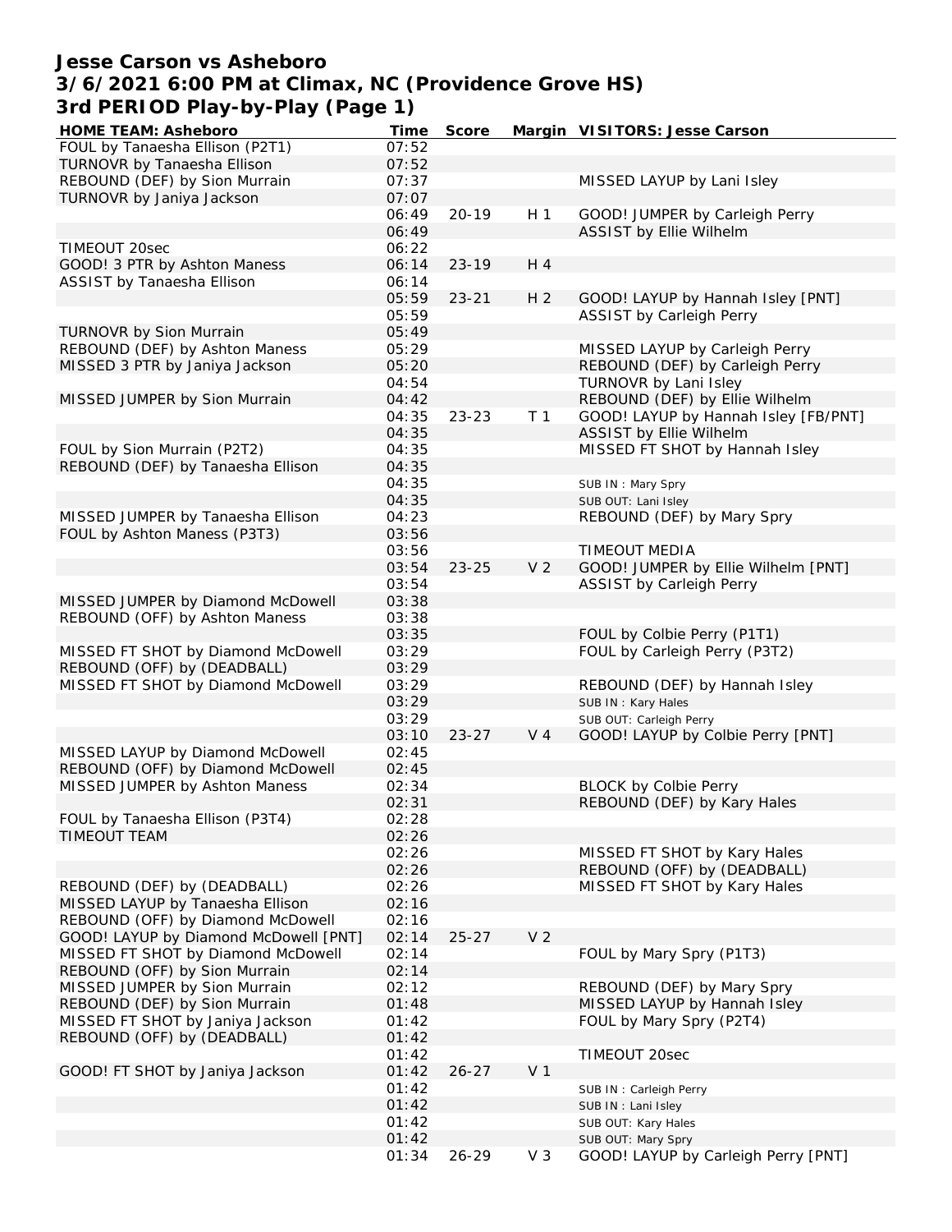# Jesse Carson vs Asheboro
# 3/6/2021 6:00 PM at Climax, NC (Providence Grove HS)
# 3rd PERIOD Play-by-Play (Page 1)

| HOME TEAM: Asheboro | Time | Score | Margin | VISITORS: Jesse Carson |
|---|---|---|---|---|
| FOUL by Tanaesha Ellison (P2T1) | 07:52 | | | |
| TURNOVR by Tanaesha Ellison | 07:52 | | | |
| REBOUND (DEF) by Sion Murrain | 07:37 | | | MISSED LAYUP by Lani Isley |
| TURNOVR by Janiya Jackson | 07:07 | | | |
| | 06:49 | 20-19 | H 1 | GOOD! JUMPER by Carleigh Perry |
| | 06:49 | | | ASSIST by Ellie Wilhelm |
| TIMEOUT 20sec | 06:22 | | | |
| GOOD! 3 PTR by Ashton Maness | 06:14 | 23-19 | H 4 | |
| ASSIST by Tanaesha Ellison | 06:14 | | | |
| | 05:59 | 23-21 | H 2 | GOOD! LAYUP by Hannah Isley [PNT] |
| | 05:59 | | | ASSIST by Carleigh Perry |
| TURNOVR by Sion Murrain | 05:49 | | | |
| REBOUND (DEF) by Ashton Maness | 05:29 | | | MISSED LAYUP by Carleigh Perry |
| MISSED 3 PTR by Janiya Jackson | 05:20 | | | REBOUND (DEF) by Carleigh Perry |
| | 04:54 | | | TURNOVR by Lani Isley |
| MISSED JUMPER by Sion Murrain | 04:42 | | | REBOUND (DEF) by Ellie Wilhelm |
| | 04:35 | 23-23 | T 1 | GOOD! LAYUP by Hannah Isley [FB/PNT] |
| | 04:35 | | | ASSIST by Ellie Wilhelm |
| FOUL by Sion Murrain (P2T2) | 04:35 | | | MISSED FT SHOT by Hannah Isley |
| REBOUND (DEF) by Tanaesha Ellison | 04:35 | | | |
| | 04:35 | | | SUB IN : Mary Spry |
| | 04:35 | | | SUB OUT: Lani Isley |
| MISSED JUMPER by Tanaesha Ellison | 04:23 | | | REBOUND (DEF) by Mary Spry |
| FOUL by Ashton Maness (P3T3) | 03:56 | | | |
| | 03:56 | | | TIMEOUT MEDIA |
| | 03:54 | 23-25 | V 2 | GOOD! JUMPER by Ellie Wilhelm [PNT] |
| | 03:54 | | | ASSIST by Carleigh Perry |
| MISSED JUMPER by Diamond McDowell | 03:38 | | | |
| REBOUND (OFF) by Ashton Maness | 03:38 | | | |
| | 03:35 | | | FOUL by Colbie Perry (P1T1) |
| MISSED FT SHOT by Diamond McDowell | 03:29 | | | FOUL by Carleigh Perry (P3T2) |
| REBOUND (OFF) by (DEADBALL) | 03:29 | | | |
| MISSED FT SHOT by Diamond McDowell | 03:29 | | | REBOUND (DEF) by Hannah Isley |
| | 03:29 | | | SUB IN : Kary Hales |
| | 03:29 | | | SUB OUT: Carleigh Perry |
| | 03:10 | 23-27 | V 4 | GOOD! LAYUP by Colbie Perry [PNT] |
| MISSED LAYUP by Diamond McDowell | 02:45 | | | |
| REBOUND (OFF) by Diamond McDowell | 02:45 | | | |
| MISSED JUMPER by Ashton Maness | 02:34 | | | BLOCK by Colbie Perry |
| | 02:31 | | | REBOUND (DEF) by Kary Hales |
| FOUL by Tanaesha Ellison (P3T4) | 02:28 | | | |
| TIMEOUT TEAM | 02:26 | | | |
| | 02:26 | | | MISSED FT SHOT by Kary Hales |
| | 02:26 | | | REBOUND (OFF) by (DEADBALL) |
| REBOUND (DEF) by (DEADBALL) | 02:26 | | | MISSED FT SHOT by Kary Hales |
| MISSED LAYUP by Tanaesha Ellison | 02:16 | | | |
| REBOUND (OFF) by Diamond McDowell | 02:16 | | | |
| GOOD! LAYUP by Diamond McDowell [PNT] | 02:14 | 25-27 | V 2 | |
| MISSED FT SHOT by Diamond McDowell | 02:14 | | | FOUL by Mary Spry (P1T3) |
| REBOUND (OFF) by Sion Murrain | 02:14 | | | |
| MISSED JUMPER by Sion Murrain | 02:12 | | | REBOUND (DEF) by Mary Spry |
| REBOUND (DEF) by Sion Murrain | 01:48 | | | MISSED LAYUP by Hannah Isley |
| MISSED FT SHOT by Janiya Jackson | 01:42 | | | FOUL by Mary Spry (P2T4) |
| REBOUND (OFF) by (DEADBALL) | 01:42 | | | |
| | 01:42 | | | TIMEOUT 20sec |
| GOOD! FT SHOT by Janiya Jackson | 01:42 | 26-27 | V 1 | |
| | 01:42 | | | SUB IN : Carleigh Perry |
| | 01:42 | | | SUB IN : Lani Isley |
| | 01:42 | | | SUB OUT: Kary Hales |
| | 01:42 | | | SUB OUT: Mary Spry |
| | 01:34 | 26-29 | V 3 | GOOD! LAYUP by Carleigh Perry [PNT] |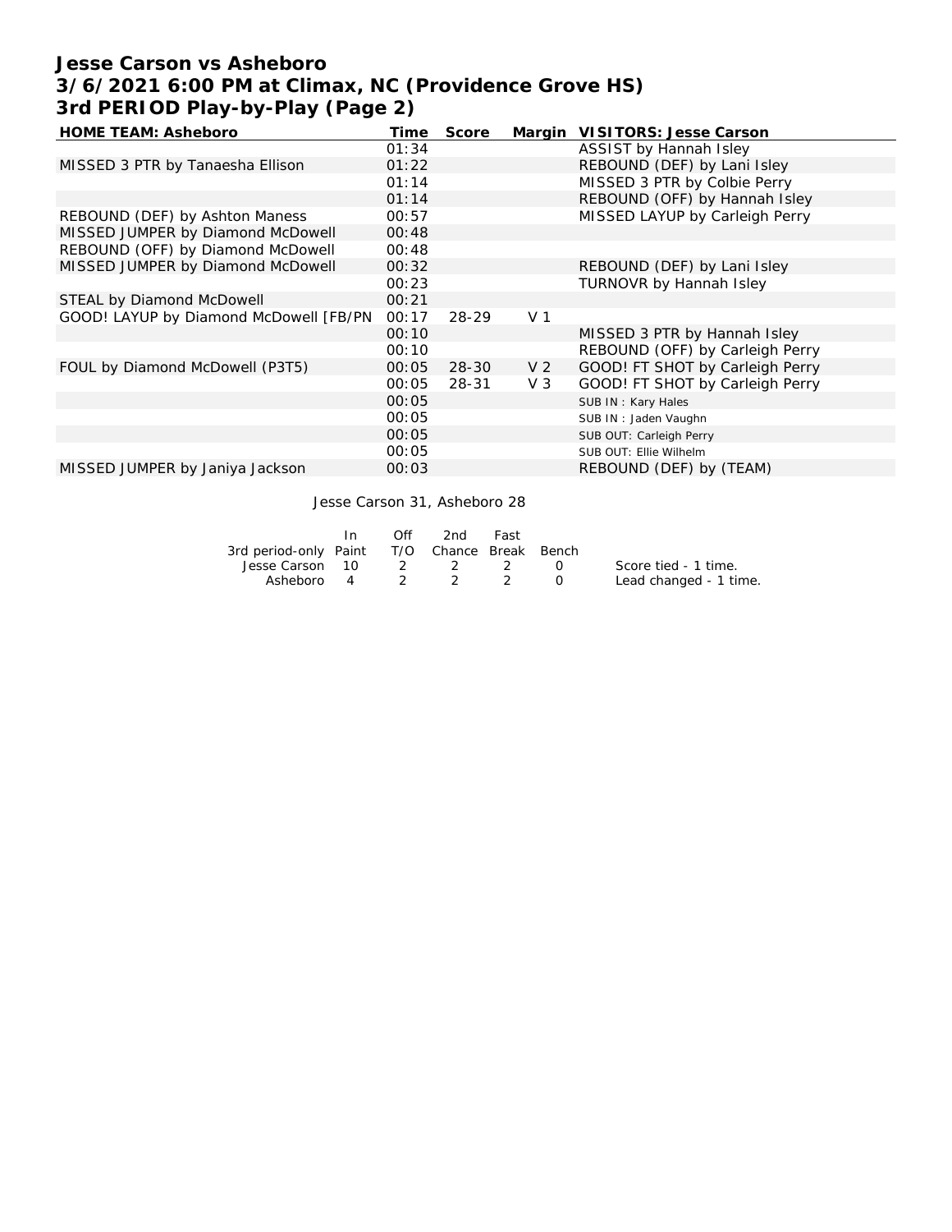**Jesse Carson vs Asheboro**
**3/6/2021 6:00 PM at Climax, NC (Providence Grove HS)**
**3rd PERIOD Play-by-Play (Page 2)**

| HOME TEAM: Asheboro | Time | Score | Margin | VISITORS: Jesse Carson |
|---|---|---|---|---|
| | 01:34 | | | ASSIST by Hannah Isley |
| MISSED 3 PTR by Tanaesha Ellison | 01:22 | | | REBOUND (DEF) by Lani Isley |
| | 01:14 | | | MISSED 3 PTR by Colbie Perry |
| | 01:14 | | | REBOUND (OFF) by Hannah Isley |
| REBOUND (DEF) by Ashton Maness | 00:57 | | | MISSED LAYUP by Carleigh Perry |
| MISSED JUMPER by Diamond McDowell | 00:48 | | | |
| REBOUND (OFF) by Diamond McDowell | 00:48 | | | |
| MISSED JUMPER by Diamond McDowell | 00:32 | | | REBOUND (DEF) by Lani Isley |
| | 00:23 | | | TURNOVR by Hannah Isley |
| STEAL by Diamond McDowell | 00:21 | | | |
| GOOD! LAYUP by Diamond McDowell [FB/PN | 00:17 | 28-29 | V 1 | |
| | 00:10 | | | MISSED 3 PTR by Hannah Isley |
| | 00:10 | | | REBOUND (OFF) by Carleigh Perry |
| FOUL by Diamond McDowell (P3T5) | 00:05 | 28-30 | V 2 | GOOD! FT SHOT by Carleigh Perry |
| | 00:05 | 28-31 | V 3 | GOOD! FT SHOT by Carleigh Perry |
| | 00:05 | | | SUB IN : Kary Hales |
| | 00:05 | | | SUB IN : Jaden Vaughn |
| | 00:05 | | | SUB OUT: Carleigh Perry |
| | 00:05 | | | SUB OUT: Ellie Wilhelm |
| MISSED JUMPER by Janiya Jackson | 00:03 | | | REBOUND (DEF) by (TEAM) |

Jesse Carson 31, Asheboro 28

| 3rd period-only | In Paint | Off T/O | 2nd Chance | Fast Break | Bench |
|---|---|---|---|---|---|
| Jesse Carson | 10 | 2 | 2 | 2 | 0 |
| Asheboro | 4 | 2 | 2 | 2 | 0 |

Score tied - 1 time.
Lead changed - 1 time.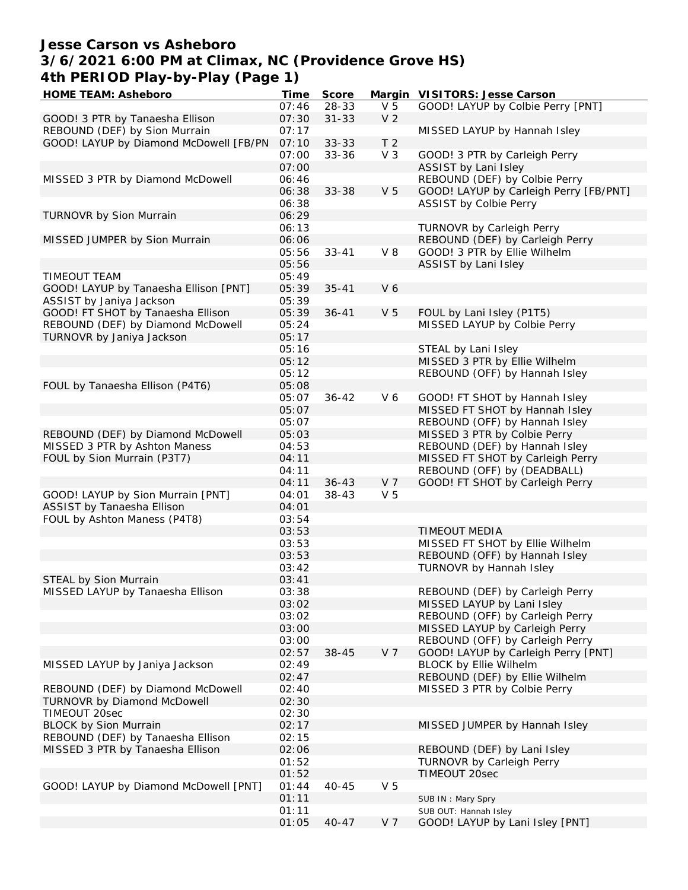# Jesse Carson vs Asheboro
## 3/6/2021 6:00 PM at Climax, NC (Providence Grove HS)
## 4th PERIOD Play-by-Play (Page 1)

| HOME TEAM: Asheboro | Time | Score | Margin | VISITORS: Jesse Carson |
|---|---|---|---|---|
| | 07:46 | 28-33 | V 5 | GOOD! LAYUP by Colbie Perry [PNT] |
| GOOD! 3 PTR by Tanaesha Ellison | 07:30 | 31-33 | V 2 | |
| REBOUND (DEF) by Sion Murrain | 07:17 | | | MISSED LAYUP by Hannah Isley |
| GOOD! LAYUP by Diamond McDowell [FB/PN | 07:10 | 33-33 | T 2 | |
| | 07:00 | 33-36 | V 3 | GOOD! 3 PTR by Carleigh Perry |
| | 07:00 | | | ASSIST by Lani Isley |
| MISSED 3 PTR by Diamond McDowell | 06:46 | | | REBOUND (DEF) by Colbie Perry |
| | 06:38 | 33-38 | V 5 | GOOD! LAYUP by Carleigh Perry [FB/PNT] |
| | 06:38 | | | ASSIST by Colbie Perry |
| TURNOVR by Sion Murrain | 06:29 | | | |
| | 06:13 | | | TURNOVR by Carleigh Perry |
| MISSED JUMPER by Sion Murrain | 06:06 | | | REBOUND (DEF) by Carleigh Perry |
| | 05:56 | 33-41 | V 8 | GOOD! 3 PTR by Ellie Wilhelm |
| | 05:56 | | | ASSIST by Lani Isley |
| TIMEOUT TEAM | 05:49 | | | |
| GOOD! LAYUP by Tanaesha Ellison [PNT] | 05:39 | 35-41 | V 6 | |
| ASSIST by Janiya Jackson | 05:39 | | | |
| GOOD! FT SHOT by Tanaesha Ellison | 05:39 | 36-41 | V 5 | FOUL by Lani Isley (P1T5) |
| REBOUND (DEF) by Diamond McDowell | 05:24 | | | MISSED LAYUP by Colbie Perry |
| TURNOVR by Janiya Jackson | 05:17 | | | |
| | 05:16 | | | STEAL by Lani Isley |
| | 05:12 | | | MISSED 3 PTR by Ellie Wilhelm |
| | 05:12 | | | REBOUND (OFF) by Hannah Isley |
| FOUL by Tanaesha Ellison (P4T6) | 05:08 | | | |
| | 05:07 | 36-42 | V 6 | GOOD! FT SHOT by Hannah Isley |
| | 05:07 | | | MISSED FT SHOT by Hannah Isley |
| | 05:07 | | | REBOUND (OFF) by Hannah Isley |
| REBOUND (DEF) by Diamond McDowell | 05:03 | | | MISSED 3 PTR by Colbie Perry |
| MISSED 3 PTR by Ashton Maness | 04:53 | | | REBOUND (DEF) by Hannah Isley |
| FOUL by Sion Murrain (P3T7) | 04:11 | | | MISSED FT SHOT by Carleigh Perry |
| | 04:11 | | | REBOUND (OFF) by (DEADBALL) |
| | 04:11 | 36-43 | V 7 | GOOD! FT SHOT by Carleigh Perry |
| GOOD! LAYUP by Sion Murrain [PNT] | 04:01 | 38-43 | V 5 | |
| ASSIST by Tanaesha Ellison | 04:01 | | | |
| FOUL by Ashton Maness (P4T8) | 03:54 | | | |
| | 03:53 | | | TIMEOUT MEDIA |
| | 03:53 | | | MISSED FT SHOT by Ellie Wilhelm |
| | 03:53 | | | REBOUND (OFF) by Hannah Isley |
| | 03:42 | | | TURNOVR by Hannah Isley |
| STEAL by Sion Murrain | 03:41 | | | |
| MISSED LAYUP by Tanaesha Ellison | 03:38 | | | REBOUND (DEF) by Carleigh Perry |
| | 03:02 | | | MISSED LAYUP by Lani Isley |
| | 03:02 | | | REBOUND (OFF) by Carleigh Perry |
| | 03:00 | | | MISSED LAYUP by Carleigh Perry |
| | 03:00 | | | REBOUND (OFF) by Carleigh Perry |
| | 02:57 | 38-45 | V 7 | GOOD! LAYUP by Carleigh Perry [PNT] |
| MISSED LAYUP by Janiya Jackson | 02:49 | | | BLOCK by Ellie Wilhelm |
| | 02:47 | | | REBOUND (DEF) by Ellie Wilhelm |
| REBOUND (DEF) by Diamond McDowell | 02:40 | | | MISSED 3 PTR by Colbie Perry |
| TURNOVR by Diamond McDowell | 02:30 | | | |
| TIMEOUT 20sec | 02:30 | | | |
| BLOCK by Sion Murrain | 02:17 | | | MISSED JUMPER by Hannah Isley |
| REBOUND (DEF) by Tanaesha Ellison | 02:15 | | | |
| MISSED 3 PTR by Tanaesha Ellison | 02:06 | | | REBOUND (DEF) by Lani Isley |
| | 01:52 | | | TURNOVR by Carleigh Perry |
| | 01:52 | | | TIMEOUT 20sec |
| GOOD! LAYUP by Diamond McDowell [PNT] | 01:44 | 40-45 | V 5 | |
| | 01:11 | | | SUB IN : Mary Spry |
| | 01:11 | | | SUB OUT: Hannah Isley |
| | 01:05 | 40-47 | V 7 | GOOD! LAYUP by Lani Isley [PNT] |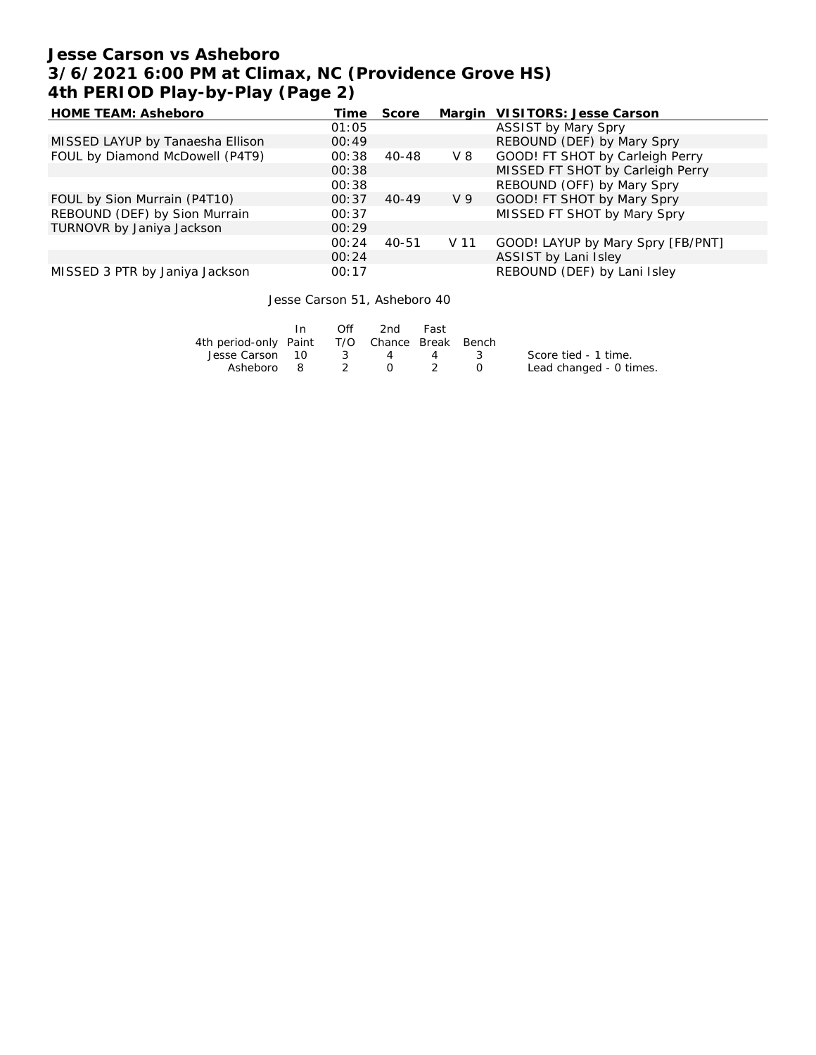# Jesse Carson vs Asheboro
## 3/6/2021 6:00 PM at Climax, NC (Providence Grove HS)
## 4th PERIOD Play-by-Play (Page 2)

| HOME TEAM: Asheboro | Time | Score | Margin | VISITORS: Jesse Carson |
|---|---|---|---|---|
| | 01:05 | | | ASSIST by Mary Spry |
| MISSED LAYUP by Tanaesha Ellison | 00:49 | | | REBOUND (DEF) by Mary Spry |
| FOUL by Diamond McDowell (P4T9) | 00:38 | 40-48 | V 8 | GOOD! FT SHOT by Carleigh Perry |
| | 00:38 | | | MISSED FT SHOT by Carleigh Perry |
| | 00:38 | | | REBOUND (OFF) by Mary Spry |
| FOUL by Sion Murrain (P4T10) | 00:37 | 40-49 | V 9 | GOOD! FT SHOT by Mary Spry |
| REBOUND (DEF) by Sion Murrain | 00:37 | | | MISSED FT SHOT by Mary Spry |
| TURNOVR by Janiya Jackson | 00:29 | | | |
| | 00:24 | 40-51 | V 11 | GOOD! LAYUP by Mary Spry [FB/PNT] |
| | 00:24 | | | ASSIST by Lani Isley |
| MISSED 3 PTR by Janiya Jackson | 00:17 | | | REBOUND (DEF) by Lani Isley |

Jesse Carson 51, Asheboro 40

| 4th period-only | In Paint | Off T/O | 2nd Chance | Fast Break | Bench |
|---|---|---|---|---|---|
| Jesse Carson | 10 | 3 | 4 | 4 | 3 |
| Asheboro | 8 | 2 | 0 | 2 | 0 |

Score tied - 1 time.
Lead changed - 0 times.